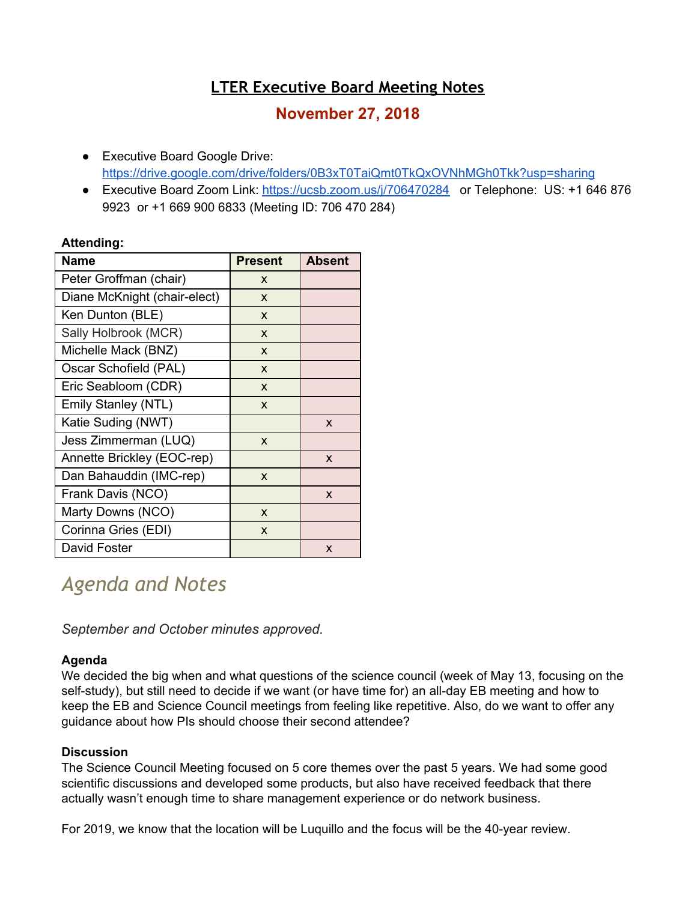# LTER Executive Board Meeting Notes

## November 27, 2018

- Executive Board Google Drive: https://drive.google.com/drive/folders/0B3xT0TaiQmt0TkQxOVNhMGh0Tkk?usp=sharing
- Executive Board Zoom Link: https://ucsb.zoom.us/j/706470284 or Telephone: US: +1 646 876 9923 or +1 669 900 6833 (Meeting ID: 706 470 284)

**Attending:**

| Name | Present | Absent |
|---|---|---|
| Peter Groffman (chair) | x | |
| Diane McKnight (chair-elect) | x | |
| Ken Dunton (BLE) | x | |
| Sally Holbrook (MCR) | x | |
| Michelle Mack (BNZ) | x | |
| Oscar Schofield (PAL) | x | |
| Eric Seabloom (CDR) | x | |
| Emily Stanley (NTL) | x | |
| Katie Suding (NWT) | | x |
| Jess Zimmerman (LUQ) | x | |
| Annette Brickley (EOC-rep) | | x |
| Dan Bahauddin (IMC-rep) | x | |
| Frank Davis (NCO) | | x |
| Marty Downs (NCO) | x | |
| Corinna Gries (EDI) | x | |
| David Foster | | x |

# *Agenda and Notes*

*September and October minutes approved.*

**Agenda**

We decided the big when and what questions of the science council (week of May 13, focusing on the self-study), but still need to decide if we want (or have time for) an all-day EB meeting and how to keep the EB and Science Council meetings from feeling like repetitive. Also, do we want to offer any guidance about how PIs should choose their second attendee?

**Discussion**

The Science Council Meeting focused on 5 core themes over the past 5 years. We had some good scientific discussions and developed some products, but also have received feedback that there actually wasn't enough time to share management experience or do network business.

For 2019, we know that the location will be Luquillo and the focus will be the 40-year review.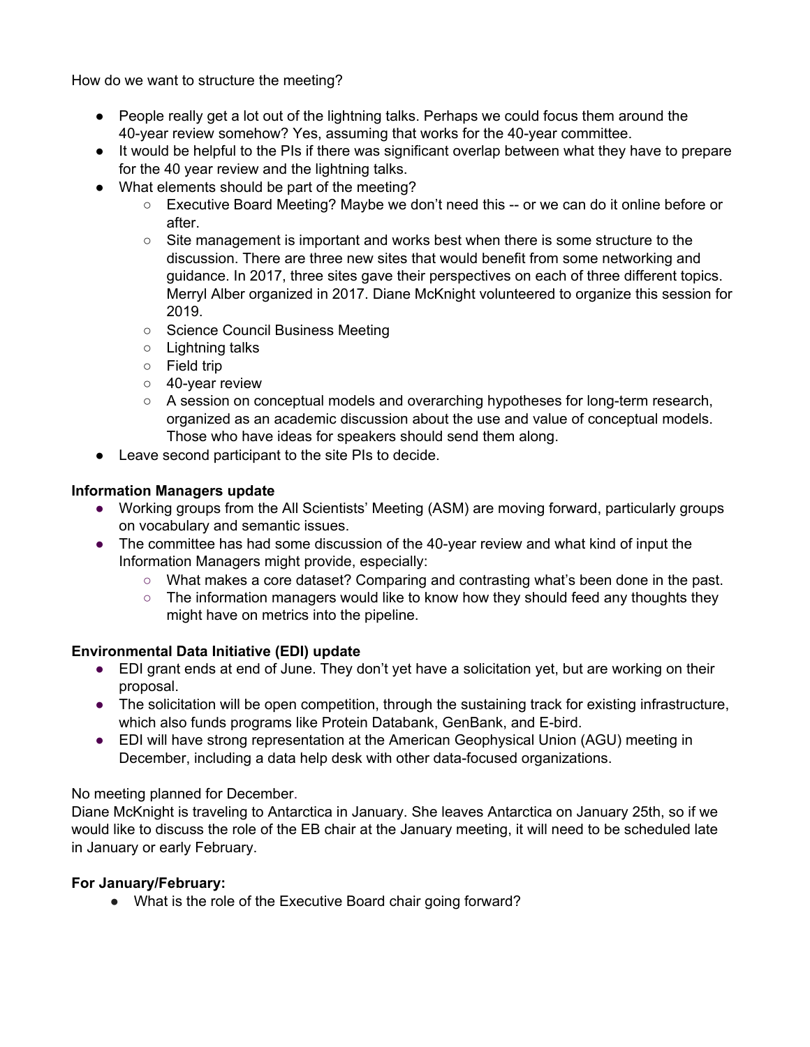How do we want to structure the meeting?

- People really get a lot out of the lightning talks. Perhaps we could focus them around the 40-year review somehow? Yes, assuming that works for the 40-year committee.
- It would be helpful to the PIs if there was significant overlap between what they have to prepare for the 40 year review and the lightning talks.
- What elements should be part of the meeting?
  - Executive Board Meeting? Maybe we don't need this -- or we can do it online before or after.
  - Site management is important and works best when there is some structure to the discussion. There are three new sites that would benefit from some networking and guidance. In 2017, three sites gave their perspectives on each of three different topics. Merryl Alber organized in 2017. Diane McKnight volunteered to organize this session for 2019.
  - Science Council Business Meeting
  - Lightning talks
  - Field trip
  - 40-year review
  - A session on conceptual models and overarching hypotheses for long-term research, organized as an academic discussion about the use and value of conceptual models. Those who have ideas for speakers should send them along.
- Leave second participant to the site PIs to decide.

**Information Managers update**

- Working groups from the All Scientists' Meeting (ASM) are moving forward, particularly groups on vocabulary and semantic issues.
- The committee has had some discussion of the 40-year review and what kind of input the Information Managers might provide, especially:
  - What makes a core dataset? Comparing and contrasting what's been done in the past.
  - The information managers would like to know how they should feed any thoughts they might have on metrics into the pipeline.

**Environmental Data Initiative (EDI) update**

- EDI grant ends at end of June. They don't yet have a solicitation yet, but are working on their proposal.
- The solicitation will be open competition, through the sustaining track for existing infrastructure, which also funds programs like Protein Databank, GenBank, and E-bird.
- EDI will have strong representation at the American Geophysical Union (AGU) meeting in December, including a data help desk with other data-focused organizations.

No meeting planned for December.
Diane McKnight is traveling to Antarctica in January. She leaves Antarctica on January 25th, so if we would like to discuss the role of the EB chair at the January meeting, it will need to be scheduled late in January or early February.

**For January/February:**

- What is the role of the Executive Board chair going forward?